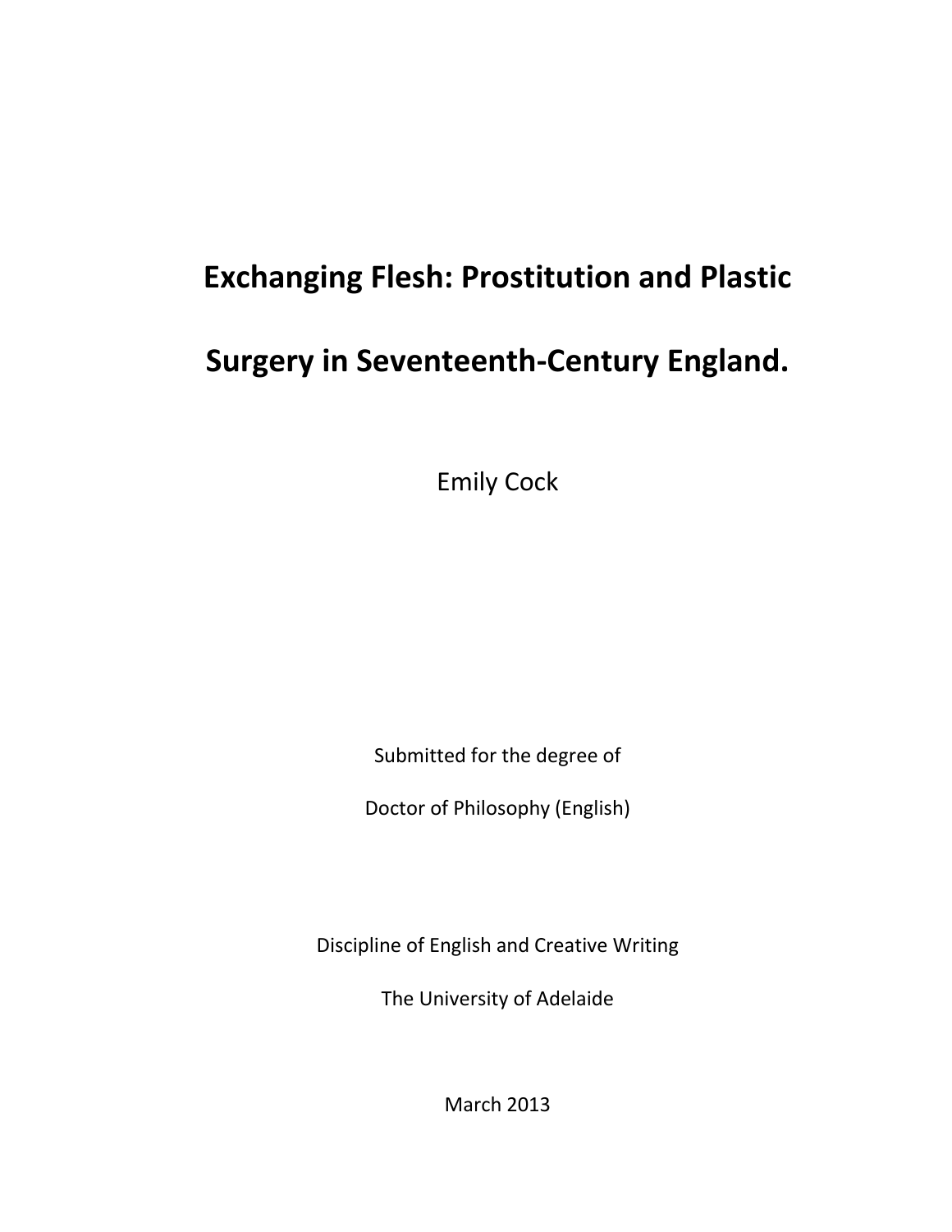# Exchanging Flesh: Prostitution and Plastic Surgery in Seventeenth-Century England.

Emily Cock

Submitted for the degree of

Doctor of Philosophy (English)

Discipline of English and Creative Writing

The University of Adelaide

March 2013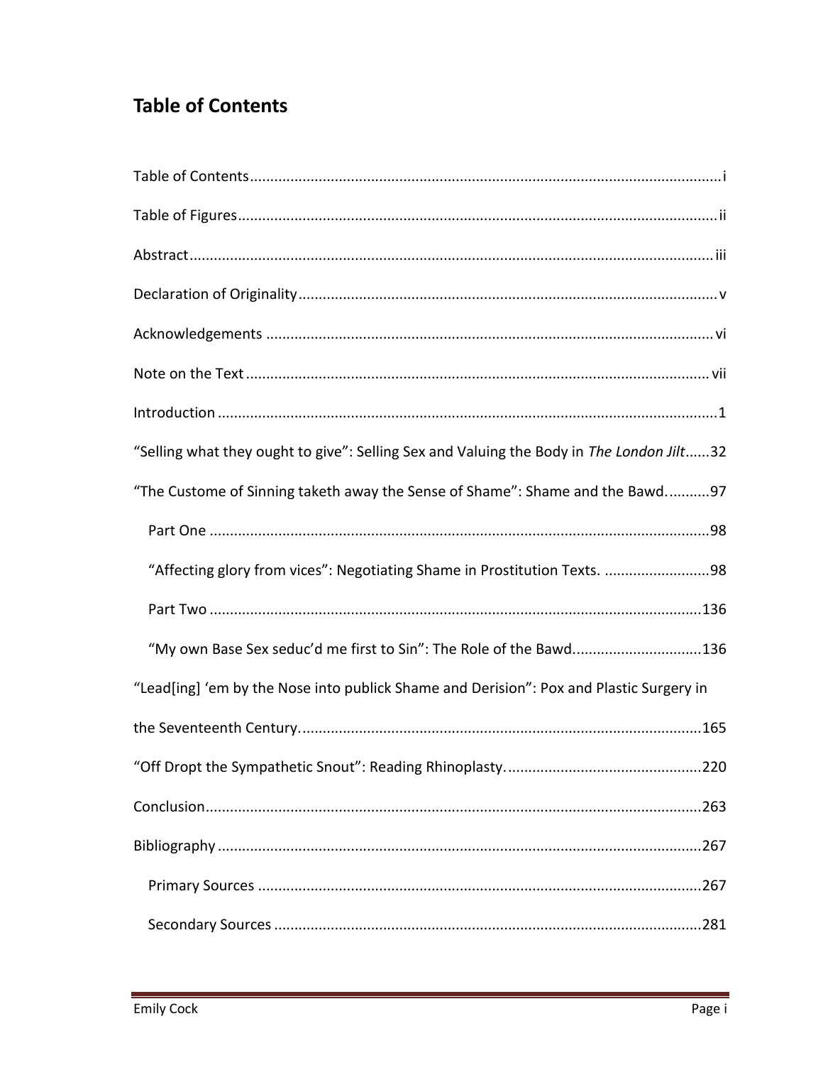# Table of Contents

Table of Contents ..... i

Table of Figures ..... ii

Abstract ..... iii

Declaration of Originality ..... v

Acknowledgements ..... vi

Note on the Text ..... vii

Introduction ..... 1

"Selling what they ought to give": Selling Sex and Valuing the Body in *The London Jilt* ..... 32

"The Custome of Sinning taketh away the Sense of Shame": Shame and the Bawd. ..... 97

- Part One ..... 98
- "Affecting glory from vices": Negotiating Shame in Prostitution Texts. ..... 98
- Part Two ..... 136
- "My own Base Sex seduc'd me first to Sin": The Role of the Bawd. ..... 136

"Lead[ing] 'em by the Nose into publick Shame and Derision": Pox and Plastic Surgery in the Seventeenth Century. ..... 165

"Off Dropt the Sympathetic Snout": Reading Rhinoplasty. ..... 220

Conclusion ..... 263

Bibliography ..... 267

- Primary Sources ..... 267
- Secondary Sources ..... 281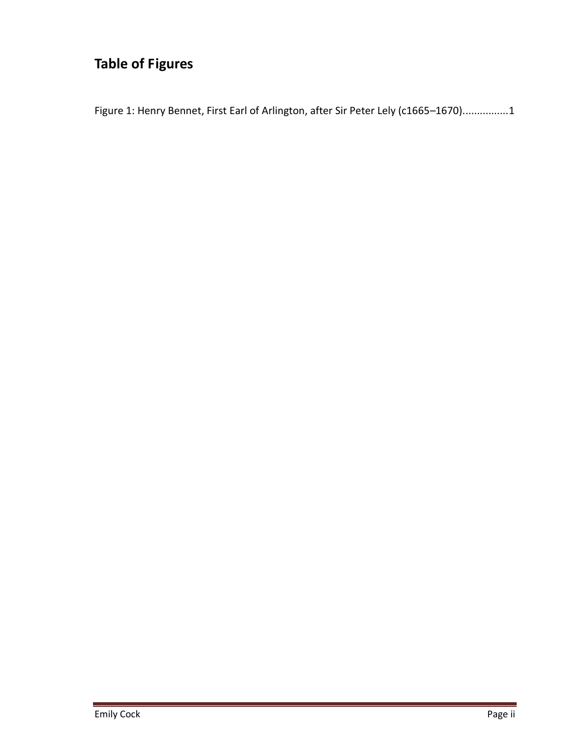# Table of Figures

Figure 1: Henry Bennet, First Earl of Arlington, after Sir Peter Lely (c1665–1670)...............1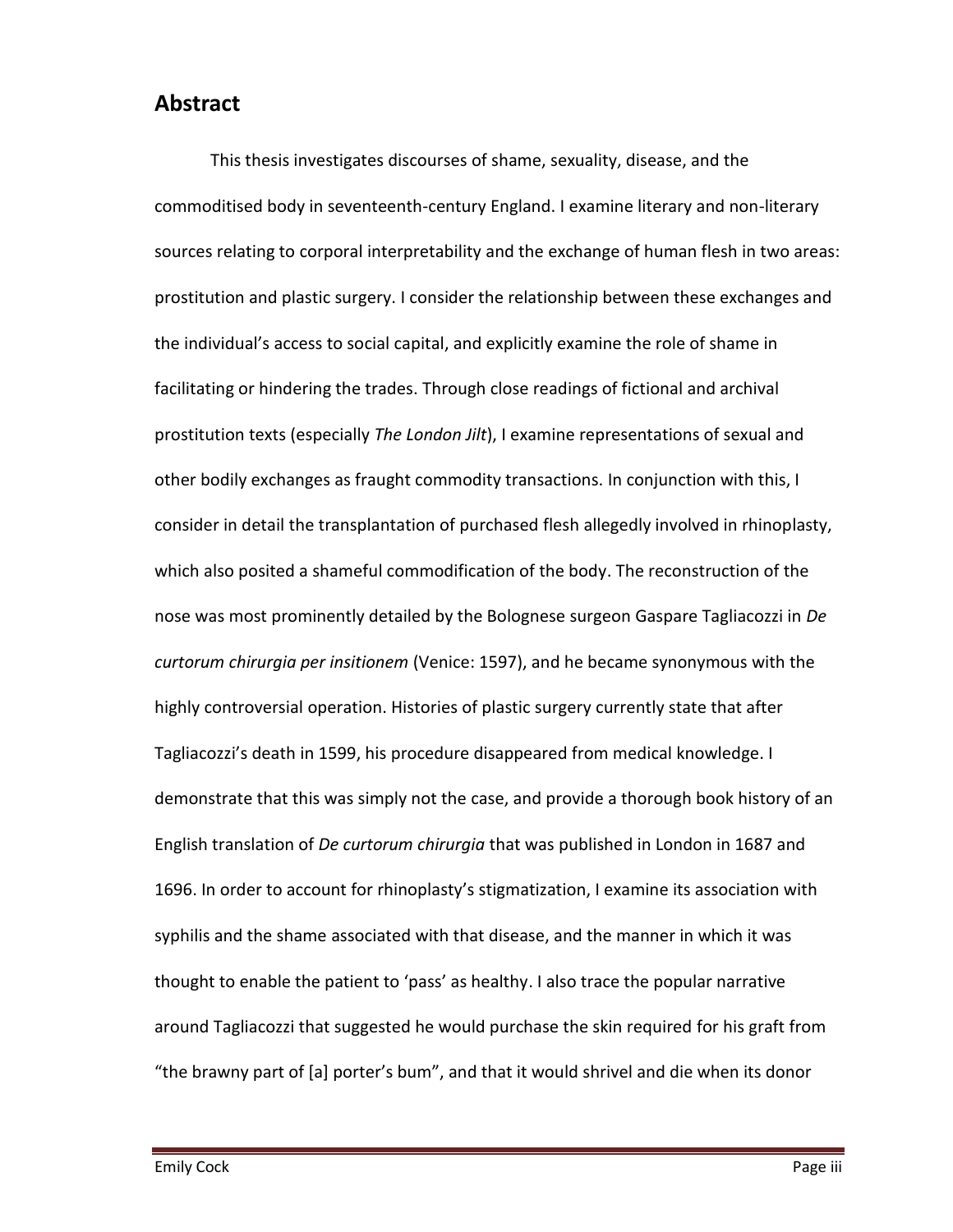## Abstract

This thesis investigates discourses of shame, sexuality, disease, and the commoditised body in seventeenth-century England. I examine literary and non-literary sources relating to corporal interpretability and the exchange of human flesh in two areas: prostitution and plastic surgery. I consider the relationship between these exchanges and the individual's access to social capital, and explicitly examine the role of shame in facilitating or hindering the trades. Through close readings of fictional and archival prostitution texts (especially *The London Jilt*), I examine representations of sexual and other bodily exchanges as fraught commodity transactions. In conjunction with this, I consider in detail the transplantation of purchased flesh allegedly involved in rhinoplasty, which also posited a shameful commodification of the body. The reconstruction of the nose was most prominently detailed by the Bolognese surgeon Gaspare Tagliacozzi in *De curtorum chirurgia per insitionem* (Venice: 1597), and he became synonymous with the highly controversial operation. Histories of plastic surgery currently state that after Tagliacozzi's death in 1599, his procedure disappeared from medical knowledge. I demonstrate that this was simply not the case, and provide a thorough book history of an English translation of *De curtorum chirurgia* that was published in London in 1687 and 1696. In order to account for rhinoplasty's stigmatization, I examine its association with syphilis and the shame associated with that disease, and the manner in which it was thought to enable the patient to 'pass' as healthy. I also trace the popular narrative around Tagliacozzi that suggested he would purchase the skin required for his graft from "the brawny part of [a] porter's bum", and that it would shrivel and die when its donor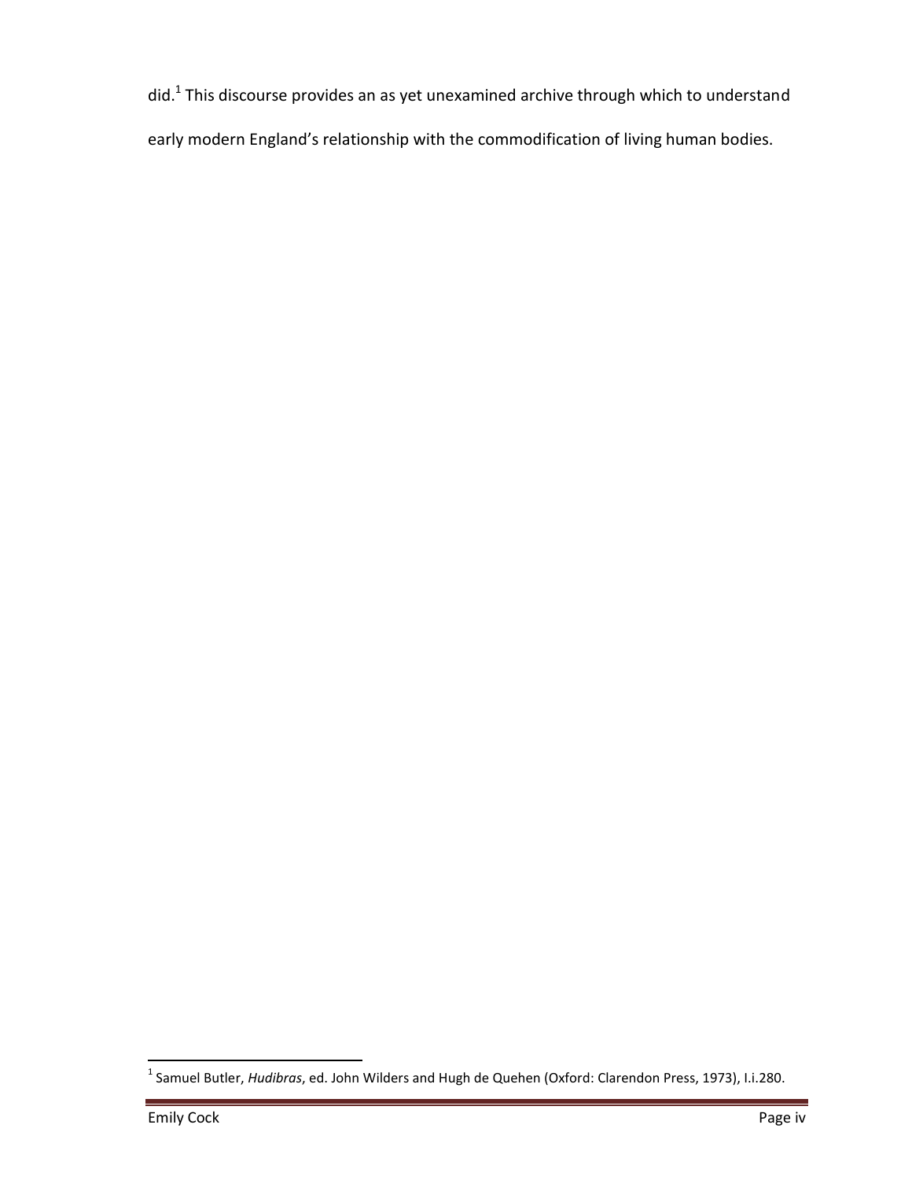did.[1] This discourse provides an as yet unexamined archive through which to understand early modern England's relationship with the commodification of living human bodies.

[1] Samuel Butler, *Hudibras*, ed. John Wilders and Hugh de Quehen (Oxford: Clarendon Press, 1973), I.i.280.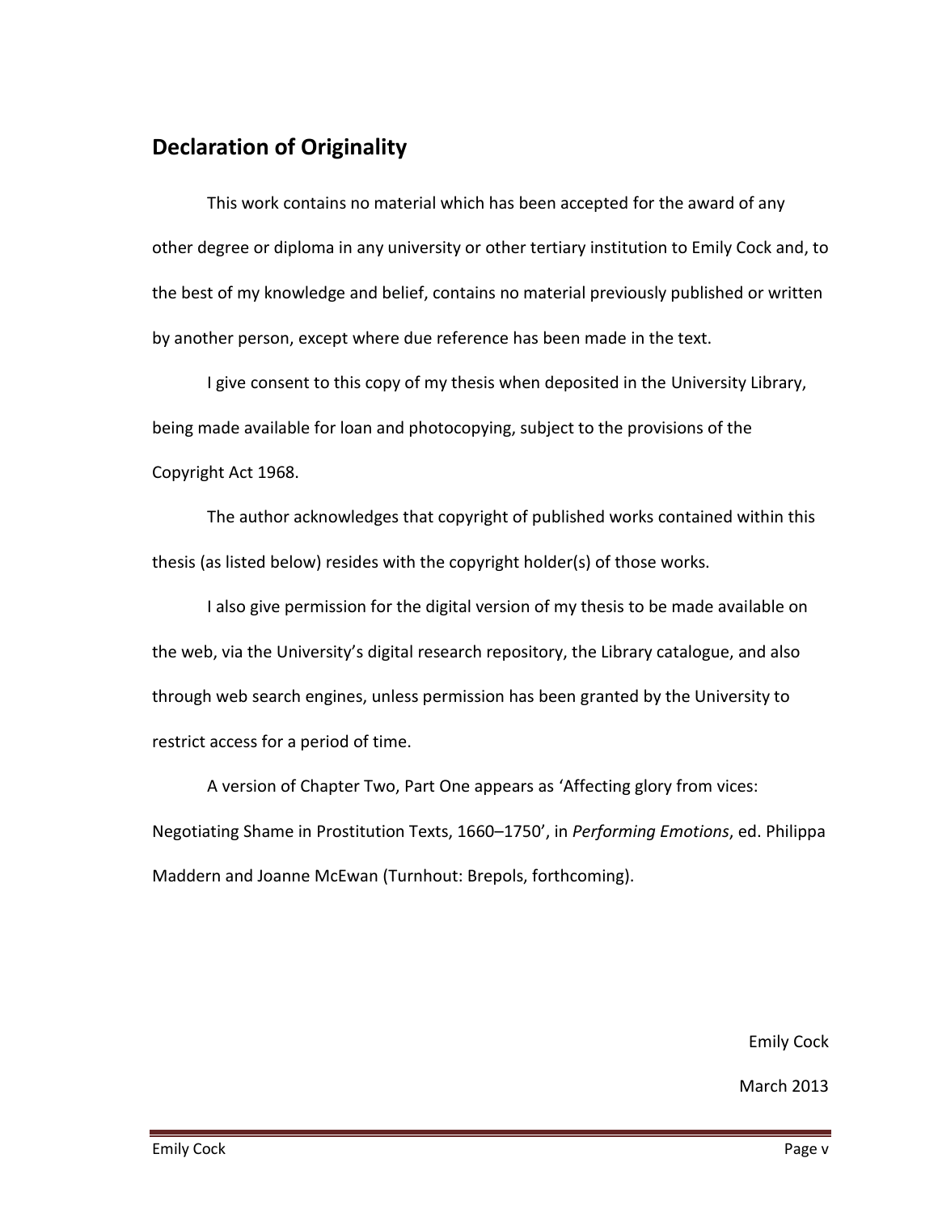## Declaration of Originality

This work contains no material which has been accepted for the award of any other degree or diploma in any university or other tertiary institution to Emily Cock and, to the best of my knowledge and belief, contains no material previously published or written by another person, except where due reference has been made in the text.

I give consent to this copy of my thesis when deposited in the University Library, being made available for loan and photocopying, subject to the provisions of the Copyright Act 1968.

The author acknowledges that copyright of published works contained within this thesis (as listed below) resides with the copyright holder(s) of those works.

I also give permission for the digital version of my thesis to be made available on the web, via the University's digital research repository, the Library catalogue, and also through web search engines, unless permission has been granted by the University to restrict access for a period of time.

A version of Chapter Two, Part One appears as 'Affecting glory from vices: Negotiating Shame in Prostitution Texts, 1660–1750', in *Performing Emotions*, ed. Philippa Maddern and Joanne McEwan (Turnhout: Brepols, forthcoming).

Emily Cock

March 2013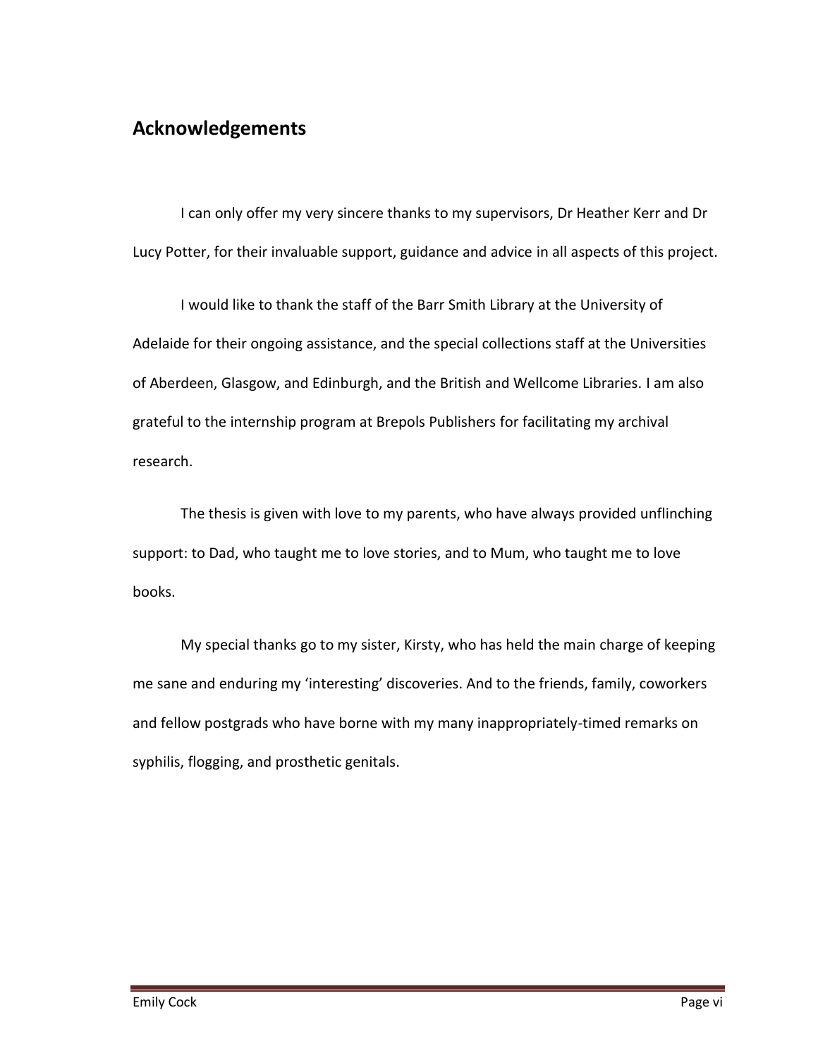## Acknowledgements

I can only offer my very sincere thanks to my supervisors, Dr Heather Kerr and Dr Lucy Potter, for their invaluable support, guidance and advice in all aspects of this project.

I would like to thank the staff of the Barr Smith Library at the University of Adelaide for their ongoing assistance, and the special collections staff at the Universities of Aberdeen, Glasgow, and Edinburgh, and the British and Wellcome Libraries. I am also grateful to the internship program at Brepols Publishers for facilitating my archival research.

The thesis is given with love to my parents, who have always provided unflinching support: to Dad, who taught me to love stories, and to Mum, who taught me to love books.

My special thanks go to my sister, Kirsty, who has held the main charge of keeping me sane and enduring my 'interesting' discoveries. And to the friends, family, coworkers and fellow postgrads who have borne with my many inappropriately-timed remarks on syphilis, flogging, and prosthetic genitals.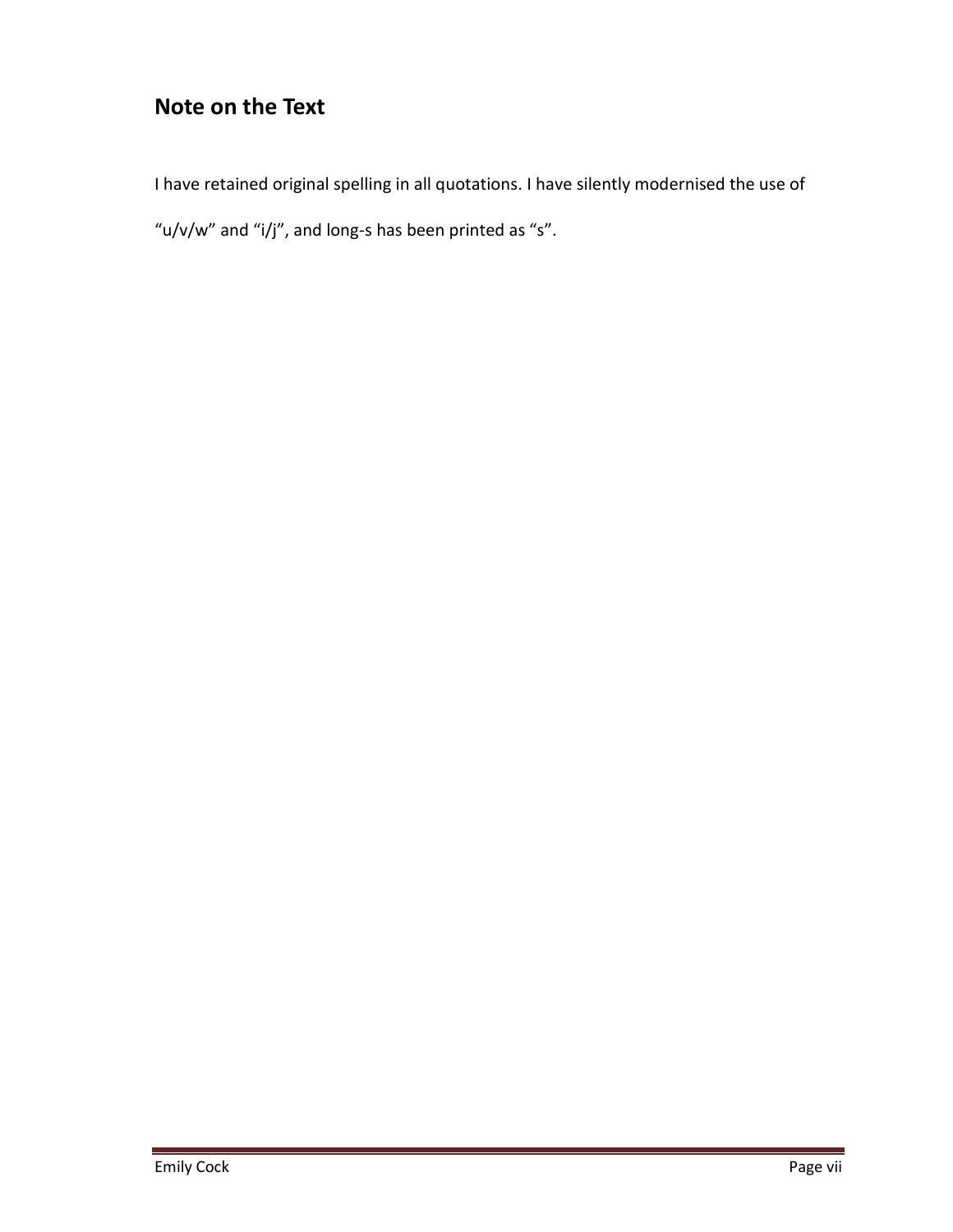## Note on the Text

I have retained original spelling in all quotations. I have silently modernised the use of "u/v/w" and "i/j", and long-s has been printed as "s".